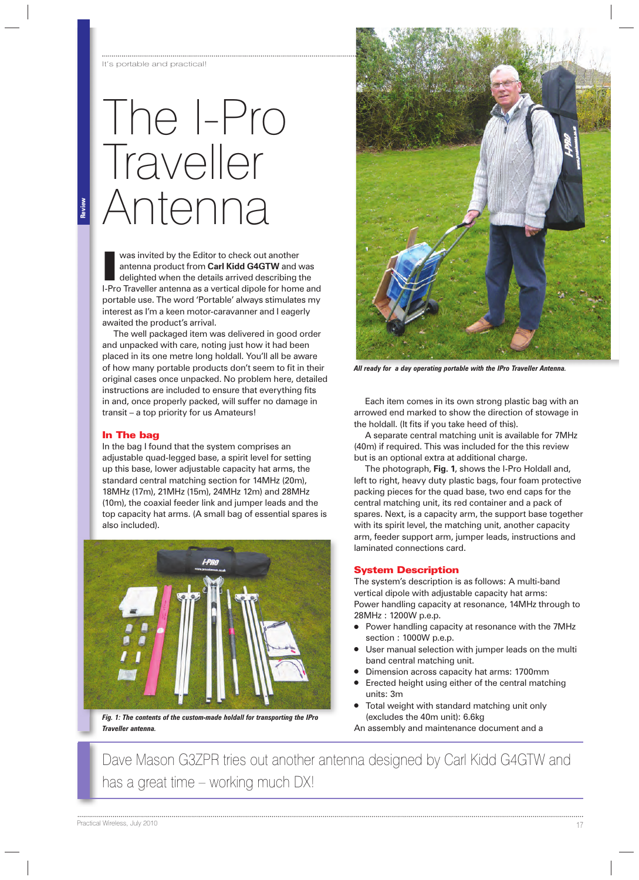It's portable and practical!

# The I-Pro Traveller Antenna

Dave Mason G3ZPR tries out another antenna designed by Carl Kidd G4GTW and has a great time – working much DX!

I was invited by the Editor to check out another antenna product from **Carl Kidd G4GTW** and was delighted when the details arrived describing the I-Pro Traveller antenna as a vertical dipole for home and portable use. The word 'Portable' always stimulates my interest as I'm a keen motor-caravanner and I eagerly awaited the product's arrival.

The well packaged item was delivered in good order and unpacked with care, noting just how it had been placed in its one metre long holdall. You'll all be aware of how many portable products don't seem to fit in their original cases once unpacked. No problem here, detailed instructions are included to ensure that everything fits in and, once properly packed, will suffer no damage in transit – a top priority for us Amateurs!

## In The bag

In the bag I found that the system comprises an adjustable quad-legged base, a spirit level for setting up this base, lower adjustable capacity hat arms, the standard central matching section for 14MHz (20m), 18MHz (17m), 21MHz (15m), 24MHz 12m) and 28MHz (10m), the coaxial feeder link and jumper leads and the top capacity hat arms. (A small bag of essential spares is also included).

*Fig. 1: The contents of the custom-made holdall for transporting the IPro Traveller antenna.*

*All ready for a day operating portable with the IPro Traveller Antenna.*

Each item comes in its own strong plastic bag with an arrowed end marked to show the direction of stowage in the holdall. (It fits if you take heed of this).

A separate central matching unit is available for 7MHz (40m) if required. This was included for the this review but is an optional extra at additional charge.

The photograph, **Fig. 1**, shows the I-Pro Holdall and, left to right, heavy duty plastic bags, four foam protective packing pieces for the quad base, two end caps for the central matching unit, its red container and a pack of spares. Next, is a capacity arm, the support base together with its spirit level, the matching unit, another capacity arm, feeder support arm, jumper leads, instructions and laminated connections card.

## System Description

The system's description is as follows: A multi-band vertical dipole with adjustable capacity hat arms:
Power handling capacity at resonance, 14MHz through to 28MHz : 1200W p.e.p.

- Power handling capacity at resonance with the 7MHz section : 1000W p.e.p.
- User manual selection with jumper leads on the multi band central matching unit.
- Dimension across capacity hat arms: 1700mm
- Erected height using either of the central matching units: 3m
- Total weight with standard matching unit only (excludes the 40m unit): 6.6kg

An assembly and maintenance document and a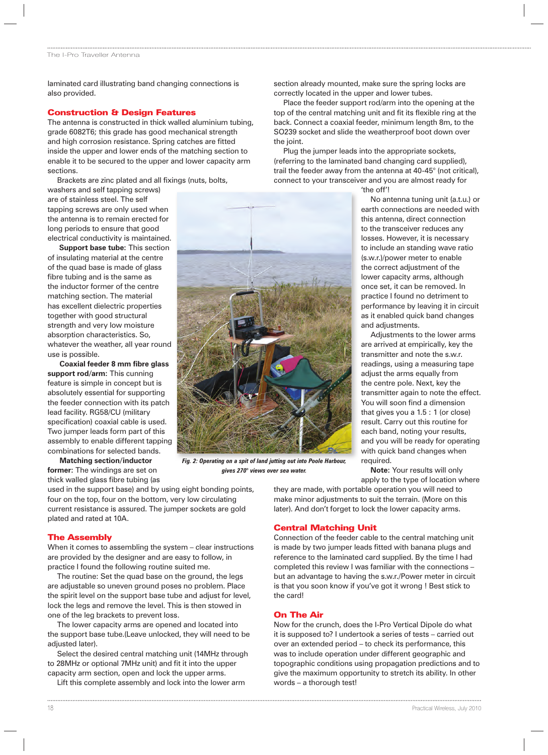laminated card illustrating band changing connections is also provided.

## Construction & Design Features

The antenna is constructed in thick walled aluminium tubing, grade 6082T6; this grade has good mechanical strength and high corrosion resistance. Spring catches are fitted inside the upper and lower ends of the matching section to enable it to be secured to the upper and lower capacity arm sections.

Brackets are zinc plated and all fixings (nuts, bolts, washers and self tapping screws) are of stainless steel. The self tapping screws are only used when the antenna is to remain erected for long periods to ensure that good electrical conductivity is maintained.

**Support base tube:** This section of insulating material at the centre of the quad base is made of glass fibre tubing and is the same as the inductor former of the centre matching section. The material has excellent dielectric properties together with good structural strength and very low moisture absorption characteristics. So, whatever the weather, all year round use is possible.

**Coaxial feeder 8 mm fibre glass support rod/arm:** This cunning feature is simple in concept but is absolutely essential for supporting the feeder connection with its patch lead facility. RG58/CU (military specification) coaxial cable is used. Two jumper leads form part of this assembly to enable different tapping combinations for selected bands.

**Matching section/inductor former:** The windings are set on thick walled glass fibre tubing (as used in the support base) and by using eight bonding points, four on the top, four on the bottom, very low circulating current resistance is assured. The jumper sockets are gold plated and rated at 10A.

## The Assembly

When it comes to assembling the system – clear instructions are provided by the designer and are easy to follow, in practice I found the following routine suited me.

The routine: Set the quad base on the ground, the legs are adjustable so uneven ground poses no problem. Place the spirit level on the support base tube and adjust for level, lock the legs and remove the level. This is then stowed in one of the leg brackets to prevent loss.

The lower capacity arms are opened and located into the support base tube.(Leave unlocked, they will need to be adjusted later).

Select the desired central matching unit (14MHz through to 28MHz or optional 7MHz unit) and fit it into the upper capacity arm section, open and lock the upper arms.

Lift this complete assembly and lock into the lower arm section already mounted, make sure the spring locks are correctly located in the upper and lower tubes.

Place the feeder support rod/arm into the opening at the top of the central matching unit and fit its flexible ring at the back. Connect a coaxial feeder, minimum length 8m, to the SO239 socket and slide the weatherproof boot down over the joint.

Plug the jumper leads into the appropriate sockets, (referring to the laminated band changing card supplied), trail the feeder away from the antenna at 40-45° (not critical), connect to your transceiver and you are almost ready for 'the off'!

*Fig. 2: Operating on a spit of land jutting out into Poole Harbour, gives 270° views over sea water.*

No antenna tuning unit (a.t.u.) or earth connections are needed with this antenna, direct connection to the transceiver reduces any losses. However, it is necessary to include an standing wave ratio (s.w.r.)/power meter to enable the correct adjustment of the lower capacity arms, although once set, it can be removed. In practice I found no detriment to performance by leaving it in circuit as it enabled quick band changes and adjustments.

Adjustments to the lower arms are arrived at empirically, key the transmitter and note the s.w.r. readings, using a measuring tape adjust the arms equally from the centre pole. Next, key the transmitter again to note the effect. You will soon find a dimension that gives you a 1.5 : 1 (or close) result. Carry out this routine for each band, noting your results, and you will be ready for operating with quick band changes when required.

**Note:** Your results will only apply to the type of location where they are made, with portable operation you will need to make minor adjustments to suit the terrain. (More on this later). And don't forget to lock the lower capacity arms.

## Central Matching Unit

Connection of the feeder cable to the central matching unit is made by two jumper leads fitted with banana plugs and reference to the laminated card supplied. By the time I had completed this review I was familiar with the connections – but an advantage to having the s.w.r./Power meter in circuit is that you soon know if you've got it wrong ! Best stick to the card!

## On The Air

Now for the crunch, does the I-Pro Vertical Dipole do what it is supposed to? I undertook a series of tests – carried out over an extended period – to check its performance, this was to include operation under different geographic and topographic conditions using propagation predictions and to give the maximum opportunity to stretch its ability. In other words – a thorough test!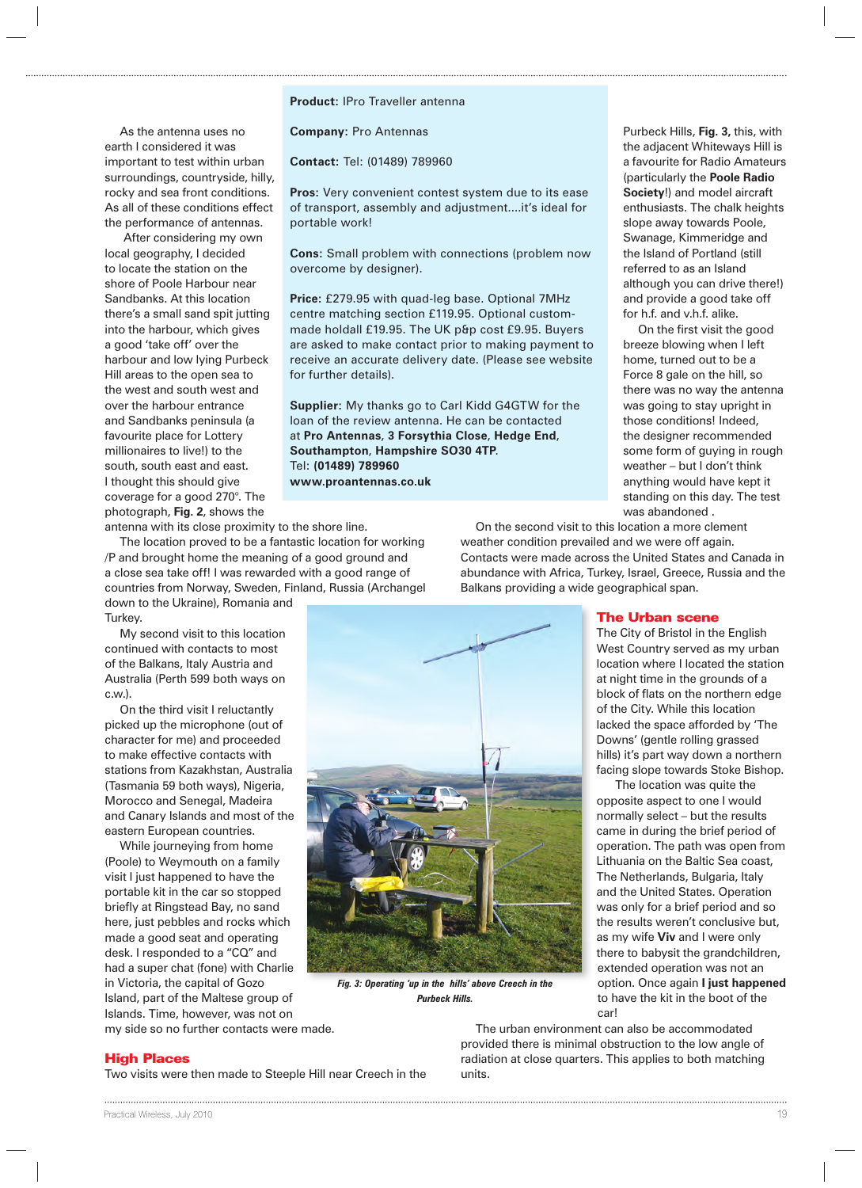As the antenna uses no earth I considered it was important to test within urban surroundings, countryside, hilly, rocky and sea front conditions. As all of these conditions effect the performance of antennas.

After considering my own local geography, I decided to locate the station on the shore of Poole Harbour near Sandbanks. At this location there's a small sand spit jutting into the harbour, which gives a good 'take off' over the harbour and low lying Purbeck Hill areas to the open sea to the west and south west and over the harbour entrance and Sandbanks peninsula (a favourite place for Lottery millionaires to live!) to the south, south east and east. I thought this should give coverage for a good 270°. The photograph, **Fig. 2**, shows the antenna with its close proximity to the shore line.

The location proved to be a fantastic location for working /P and brought home the meaning of a good ground and a close sea take off! I was rewarded with a good range of countries from Norway, Sweden, Finland, Russia (Archangel down to the Ukraine), Romania and Turkey.

My second visit to this location continued with contacts to most of the Balkans, Italy Austria and Australia (Perth 599 both ways on c.w.).

On the third visit I reluctantly picked up the microphone (out of character for me) and proceeded to make effective contacts with stations from Kazakhstan, Australia (Tasmania 59 both ways), Nigeria, Morocco and Senegal, Madeira and Canary Islands and most of the eastern European countries.

While journeying from home (Poole) to Weymouth on a family visit I just happened to have the portable kit in the car so stopped briefly at Ringstead Bay, no sand here, just pebbles and rocks which made a good seat and operating desk. I responded to a "CQ" and had a super chat (fone) with Charlie in Victoria, the capital of Gozo Island, part of the Maltese group of Islands. Time, however, was not on my side so no further contacts were made.

**Product:** IPro Traveller antenna

**Company:** Pro Antennas

**Contact:** Tel: (01489) 789960

**Pros:** Very convenient contest system due to its ease of transport, assembly and adjustment....it's ideal for portable work!

**Cons:** Small problem with connections (problem now overcome by designer).

**Price:** £279.95 with quad-leg base. Optional 7MHz centre matching section £119.95. Optional custom-made holdall £19.95. The UK p&p cost £9.95. Buyers are asked to make contact prior to making payment to receive an accurate delivery date. (Please see website for further details).

**Supplier:** My thanks go to Carl Kidd G4GTW for the loan of the review antenna. He can be contacted at **Pro Antennas, 3 Forsythia Close, Hedge End, Southampton, Hampshire SO30 4TP.** Tel: **(01489) 789960** **www.proantennas.co.uk**

## High Places

Two visits were then made to Steeple Hill near Creech in the Purbeck Hills, **Fig. 3,** this, with the adjacent Whiteways Hill is a favourite for Radio Amateurs (particularly the **Poole Radio Society**!) and model aircraft enthusiasts. The chalk heights slope away towards Poole, Swanage, Kimmeridge and the Island of Portland (still referred to as an Island although you can drive there!) and provide a good take off for h.f. and v.h.f. alike.

On the first visit the good breeze blowing when I left home, turned out to be a Force 8 gale on the hill, so there was no way the antenna was going to stay upright in those conditions! Indeed, the designer recommended some form of guying in rough weather – but I don't think anything would have kept it standing on this day. The test was abandoned .

On the second visit to this location a more clement weather condition prevailed and we were off again. Contacts were made across the United States and Canada in abundance with Africa, Turkey, Israel, Greece, Russia and the Balkans providing a wide geographical span.

*Fig. 3: Operating 'up in the hills' above Creech in the Purbeck Hills.*

## The Urban scene

The City of Bristol in the English West Country served as my urban location where I located the station at night time in the grounds of a block of flats on the northern edge of the City. While this location lacked the space afforded by 'The Downs' (gentle rolling grassed hills) it's part way down a northern facing slope towards Stoke Bishop.

The location was quite the opposite aspect to one I would normally select – but the results came in during the brief period of operation. The path was open from Lithuania on the Baltic Sea coast, The Netherlands, Bulgaria, Italy and the United States. Operation was only for a brief period and so the results weren't conclusive but, as my wife **Viv** and I were only there to babysit the grandchildren, extended operation was not an option. Once again **I just happened** to have the kit in the boot of the car!

The urban environment can also be accommodated provided there is minimal obstruction to the low angle of radiation at close quarters. This applies to both matching units.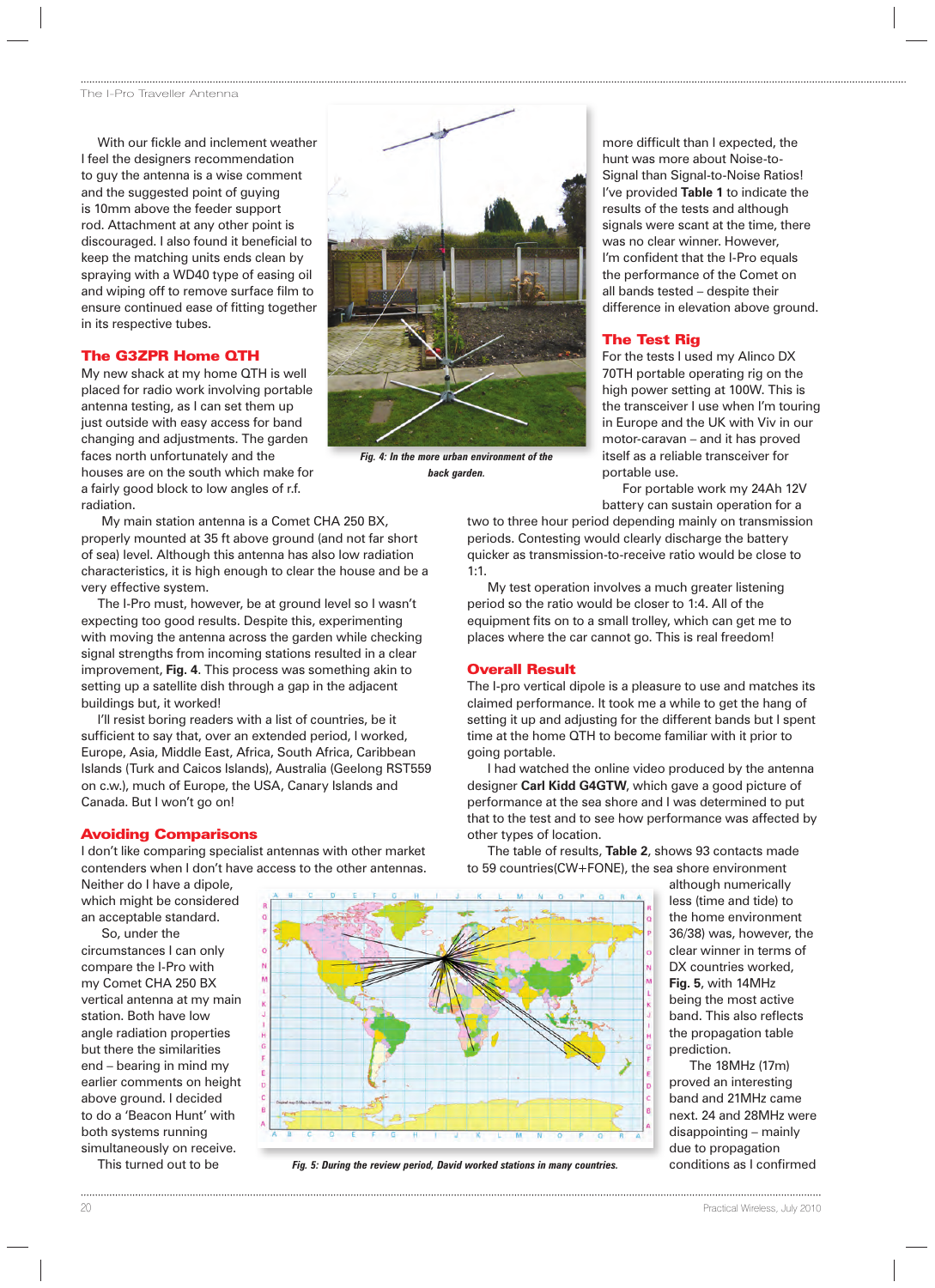With our fickle and inclement weather I feel the designers recommendation to guy the antenna is a wise comment and the suggested point of guying is 10mm above the feeder support rod. Attachment at any other point is discouraged. I also found it beneficial to keep the matching units ends clean by spraying with a WD40 type of easing oil and wiping off to remove surface film to ensure continued ease of fitting together in its respective tubes.

## The G3ZPR Home QTH

My new shack at my home QTH is well placed for radio work involving portable antenna testing, as I can set them up just outside with easy access for band changing and adjustments. The garden faces north unfortunately and the houses are on the south which make for a fairly good block to low angles of r.f. radiation.

My main station antenna is a Comet CHA 250 BX, properly mounted at 35 ft above ground (and not far short of sea) level. Although this antenna has also low radiation characteristics, it is high enough to clear the house and be a very effective system.

The I-Pro must, however, be at ground level so I wasn't expecting too good results. Despite this, experimenting with moving the antenna across the garden while checking signal strengths from incoming stations resulted in a clear improvement, **Fig. 4**. This process was something akin to setting up a satellite dish through a gap in the adjacent buildings but, it worked!

*Fig. 4: In the more urban environment of the back garden.*

I'll resist boring readers with a list of countries, be it sufficient to say that, over an extended period, I worked, Europe, Asia, Middle East, Africa, South Africa, Caribbean Islands (Turk and Caicos Islands), Australia (Geelong RST559 on c.w.), much of Europe, the USA, Canary Islands and Canada. But I won't go on!

## Avoiding Comparisons

I don't like comparing specialist antennas with other market contenders when I don't have access to the other antennas. Neither do I have a dipole, which might be considered an acceptable standard.

So, under the circumstances I can only compare the I-Pro with my Comet CHA 250 BX vertical antenna at my main station. Both have low angle radiation properties but there the similarities end – bearing in mind my earlier comments on height above ground. I decided to do a 'Beacon Hunt' with both systems running simultaneously on receive.

This turned out to be more difficult than I expected, the hunt was more about Noise-to-Signal than Signal-to-Noise Ratios! I've provided **Table 1** to indicate the results of the tests and although signals were scant at the time, there was no clear winner. However, I'm confident that the I-Pro equals the performance of the Comet on all bands tested – despite their difference in elevation above ground.

## The Test Rig

For the tests I used my Alinco DX 70TH portable operating rig on the high power setting at 100W. This is the transceiver I use when I'm touring in Europe and the UK with Viv in our motor-caravan – and it has proved itself as a reliable transceiver for portable use.

For portable work my 24Ah 12V battery can sustain operation for a two to three hour period depending mainly on transmission periods. Contesting would clearly discharge the battery quicker as transmission-to-receive ratio would be close to 1:1.

My test operation involves a much greater listening period so the ratio would be closer to 1:4. All of the equipment fits on to a small trolley, which can get me to places where the car cannot go. This is real freedom!

## Overall Result

The I-pro vertical dipole is a pleasure to use and matches its claimed performance. It took me a while to get the hang of setting it up and adjusting for the different bands but I spent time at the home QTH to become familiar with it prior to going portable.

I had watched the online video produced by the antenna designer **Carl Kidd G4GTW**, which gave a good picture of performance at the sea shore and I was determined to put that to the test and to see how performance was affected by other types of location.

The table of results, **Table 2**, shows 93 contacts made to 59 countries(CW+FONE), the sea shore environment although numerically less (time and tide) to the home environment 36/38) was, however, the clear winner in terms of DX countries worked, **Fig. 5**, with 14MHz being the most active band. This also reflects the propagation table prediction.

*Fig. 5: During the review period, David worked stations in many countries.*

The 18MHz (17m) proved an interesting band and 21MHz came next. 24 and 28MHz were disappointing – mainly due to propagation conditions as I confirmed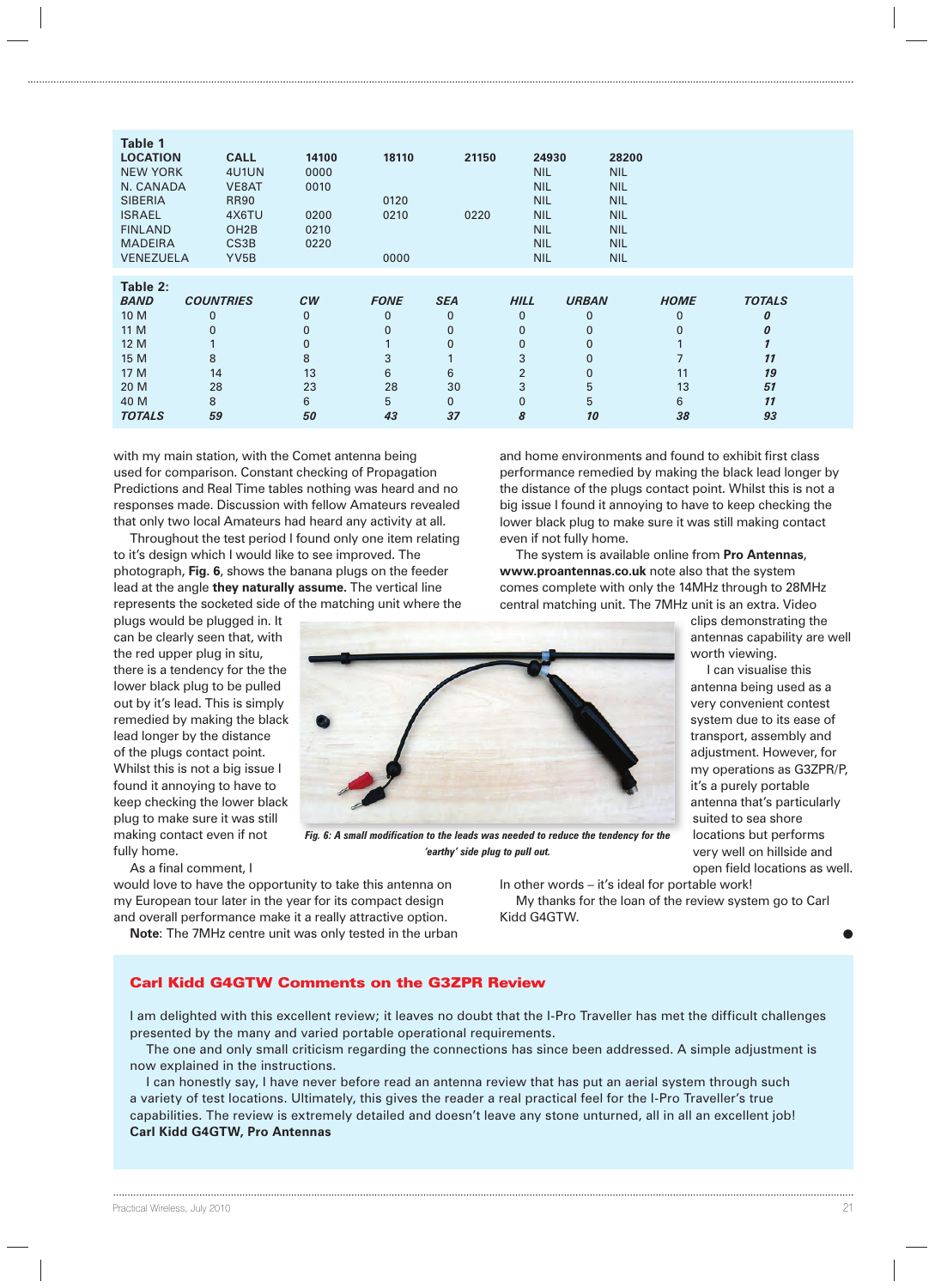**Table 1**

| LOCATION | CALL | 14100 | 18110 | 21150 | 24930 | 28200 |
|---|---|---|---|---|---|---|
| NEW YORK | 4U1UN | 0000 | | | NIL | NIL |
| N. CANADA | VE8AT | 0010 | | | NIL | NIL |
| SIBERIA | RR90 | | 0120 | | NIL | NIL |
| ISRAEL | 4X6TU | 0200 | 0210 | 0220 | NIL | NIL |
| FINLAND | OH2B | 0210 | | | NIL | NIL |
| MADEIRA | CS3B | 0220 | | | NIL | NIL |
| VENEZUELA | YV5B | | 0000 | | NIL | NIL |

**Table 2:**

| *BAND* | *COUNTRIES* | *CW* | *FONE* | *SEA* | *HILL* | *URBAN* | *HOME* | *TOTALS* |
|---|---|---|---|---|---|---|---|---|
| 10 M | 0 | 0 | 0 | 0 | 0 | 0 | 0 | ***0*** |
| 11 M | 0 | 0 | 0 | 0 | 0 | 0 | 0 | ***0*** |
| 12 M | 1 | 0 | 1 | 0 | 0 | 0 | 1 | ***1*** |
| 15 M | 8 | 8 | 3 | 1 | 3 | 0 | 7 | ***11*** |
| 17 M | 14 | 13 | 6 | 6 | 2 | 0 | 11 | ***19*** |
| 20 M | 28 | 23 | 28 | 30 | 3 | 5 | 13 | ***51*** |
| 40 M | 8 | 6 | 5 | 0 | 0 | 5 | 6 | ***11*** |
| ***TOTALS*** | ***59*** | ***50*** | ***43*** | ***37*** | ***8*** | ***10*** | ***38*** | ***93*** |

with my main station, with the Comet antenna being used for comparison. Constant checking of Propagation Predictions and Real Time tables nothing was heard and no responses made. Discussion with fellow Amateurs revealed that only two local Amateurs had heard any activity at all.

Throughout the test period I found only one item relating to it's design which I would like to see improved. The photograph, **Fig. 6**, shows the banana plugs on the feeder lead at the angle **they naturally assume.** The vertical line represents the socketed side of the matching unit where the plugs would be plugged in. It can be clearly seen that, with the red upper plug in situ, there is a tendency for the the lower black plug to be pulled out by it's lead. This is simply remedied by making the black lead longer by the distance of the plugs contact point. Whilst this is not a big issue I found it annoying to have to keep checking the lower black plug to make sure it was still making contact even if not fully home.

*Fig. 6: A small modification to the leads was needed to reduce the tendency for the 'earthy' side plug to pull out.*

As a final comment, I would love to have the opportunity to take this antenna on my European tour later in the year for its compact design and overall performance make it a really attractive option.

**Note**: The 7MHz centre unit was only tested in the urban and home environments and found to exhibit first class performance remedied by making the black lead longer by the distance of the plugs contact point. Whilst this is not a big issue I found it annoying to have to keep checking the lower black plug to make sure it was still making contact even if not fully home.

The system is available online from **Pro Antennas**, **www.proantennas.co.uk** note also that the system comes complete with only the 14MHz through to 28MHz central matching unit. The 7MHz unit is an extra. Video clips demonstrating the antennas capability are well worth viewing.

I can visualise this antenna being used as a very convenient contest system due to its ease of transport, assembly and adjustment. However, for my operations as G3ZPR/P, it's a purely portable antenna that's particularly suited to sea shore locations but performs very well on hillside and open field locations as well. In other words – it's ideal for portable work!

My thanks for the loan of the review system go to Carl Kidd G4GTW.

## Carl Kidd G4GTW Comments on the G3ZPR Review

I am delighted with this excellent review; it leaves no doubt that the I-Pro Traveller has met the difficult challenges presented by the many and varied portable operational requirements.

The one and only small criticism regarding the connections has since been addressed. A simple adjustment is now explained in the instructions.

I can honestly say, I have never before read an antenna review that has put an aerial system through such a variety of test locations. Ultimately, this gives the reader a real practical feel for the I-Pro Traveller's true capabilities. The review is extremely detailed and doesn't leave any stone unturned, all in all an excellent job!
**Carl Kidd G4GTW, Pro Antennas**